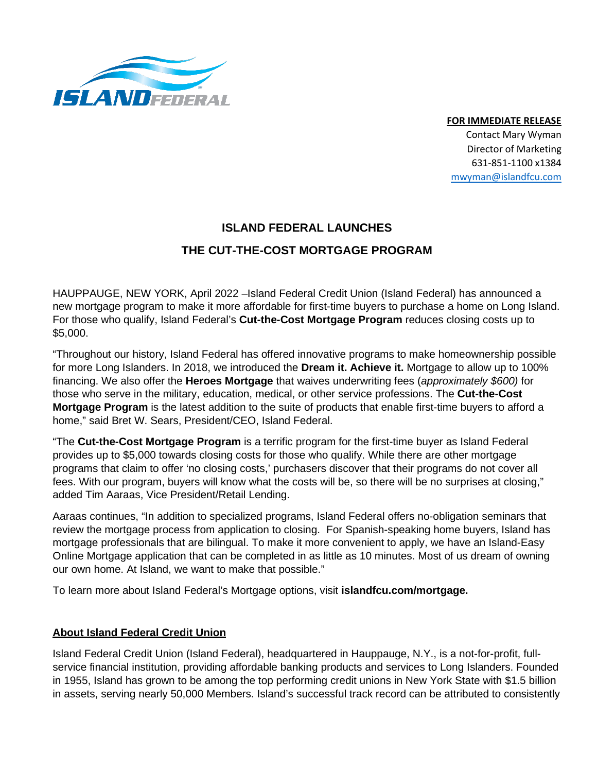**FOR IMMEDIATE RELEASE**

Contact Mary Wyman
Director of Marketing
631-851-1100 x1384
mwyman@islandfcu.com

# ISLAND FEDERAL LAUNCHES
# THE CUT-THE-COST MORTGAGE PROGRAM

HAUPPAUGE, NEW YORK, April 2022 –Island Federal Credit Union (Island Federal) has announced a new mortgage program to make it more affordable for first-time buyers to purchase a home on Long Island. For those who qualify, Island Federal's **Cut-the-Cost Mortgage Program** reduces closing costs up to $5,000.

"Throughout our history, Island Federal has offered innovative programs to make homeownership possible for more Long Islanders. In 2018, we introduced the **Dream it. Achieve it.** Mortgage to allow up to 100% financing. We also offer the **Heroes Mortgage** that waives underwriting fees (*approximately $600)* for those who serve in the military, education, medical, or other service professions. The **Cut-the-Cost Mortgage Program** is the latest addition to the suite of products that enable first-time buyers to afford a home," said Bret W. Sears, President/CEO, Island Federal.

"The **Cut-the-Cost Mortgage Program** is a terrific program for the first-time buyer as Island Federal provides up to $5,000 towards closing costs for those who qualify. While there are other mortgage programs that claim to offer 'no closing costs,' purchasers discover that their programs do not cover all fees. With our program, buyers will know what the costs will be, so there will be no surprises at closing," added Tim Aaraas, Vice President/Retail Lending.

Aaraas continues, "In addition to specialized programs, Island Federal offers no-obligation seminars that review the mortgage process from application to closing. For Spanish-speaking home buyers, Island has mortgage professionals that are bilingual. To make it more convenient to apply, we have an Island-Easy Online Mortgage application that can be completed in as little as 10 minutes. Most of us dream of owning our own home. At Island, we want to make that possible."

To learn more about Island Federal's Mortgage options, visit **islandfcu.com/mortgage.**

## About Island Federal Credit Union

Island Federal Credit Union (Island Federal), headquartered in Hauppauge, N.Y., is a not-for-profit, full-service financial institution, providing affordable banking products and services to Long Islanders. Founded in 1955, Island has grown to be among the top performing credit unions in New York State with $1.5 billion in assets, serving nearly 50,000 Members. Island's successful track record can be attributed to consistently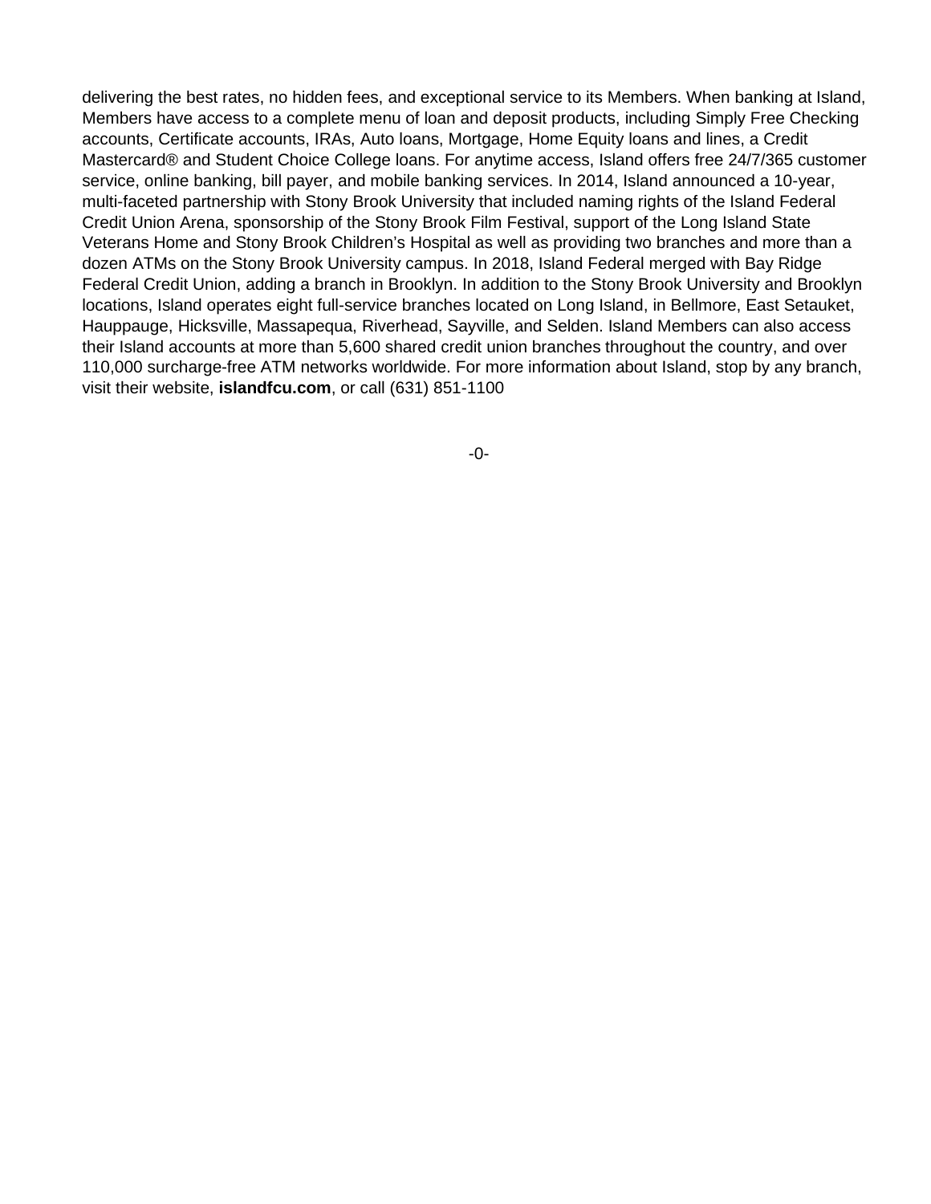delivering the best rates, no hidden fees, and exceptional service to its Members. When banking at Island, Members have access to a complete menu of loan and deposit products, including Simply Free Checking accounts, Certificate accounts, IRAs, Auto loans, Mortgage, Home Equity loans and lines, a Credit Mastercard® and Student Choice College loans. For anytime access, Island offers free 24/7/365 customer service, online banking, bill payer, and mobile banking services. In 2014, Island announced a 10-year, multi-faceted partnership with Stony Brook University that included naming rights of the Island Federal Credit Union Arena, sponsorship of the Stony Brook Film Festival, support of the Long Island State Veterans Home and Stony Brook Children's Hospital as well as providing two branches and more than a dozen ATMs on the Stony Brook University campus. In 2018, Island Federal merged with Bay Ridge Federal Credit Union, adding a branch in Brooklyn. In addition to the Stony Brook University and Brooklyn locations, Island operates eight full-service branches located on Long Island, in Bellmore, East Setauket, Hauppauge, Hicksville, Massapequa, Riverhead, Sayville, and Selden. Island Members can also access their Island accounts at more than 5,600 shared credit union branches throughout the country, and over 110,000 surcharge-free ATM networks worldwide. For more information about Island, stop by any branch, visit their website, **islandfcu.com**, or call (631) 851-1100

-0-